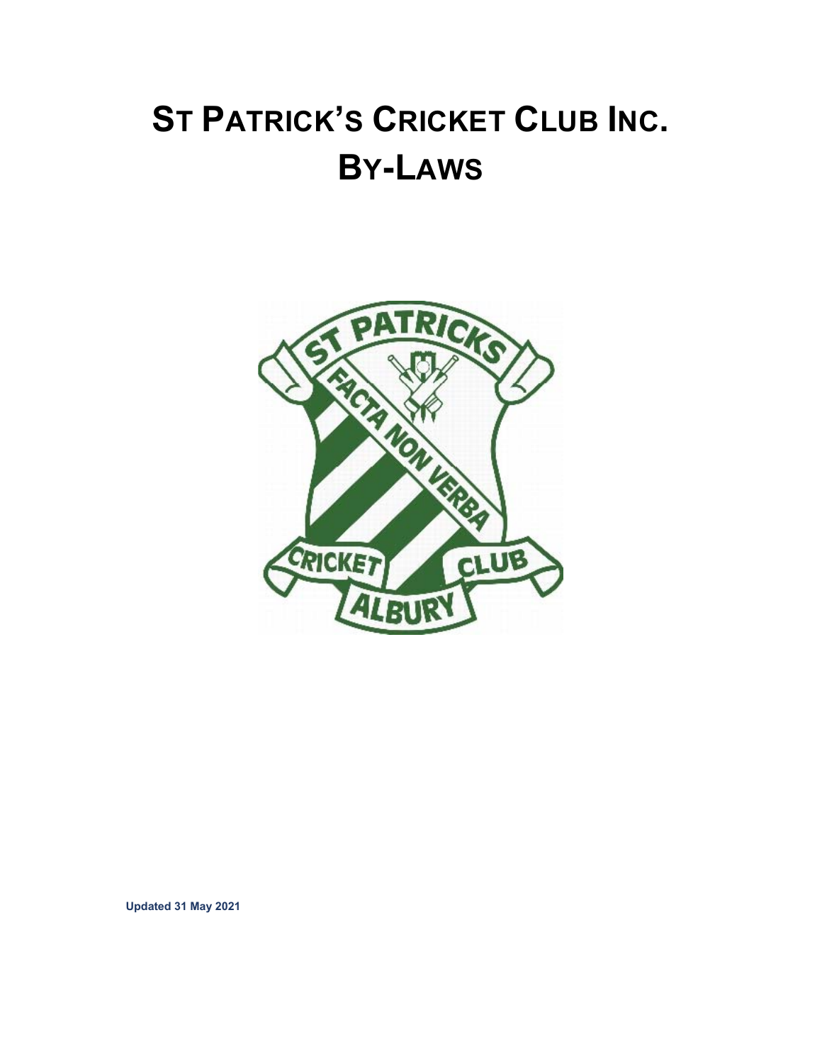# ST PATRICK'S CRICKET CLUB INC.
# BY-LAWS

Updated 31 May 2021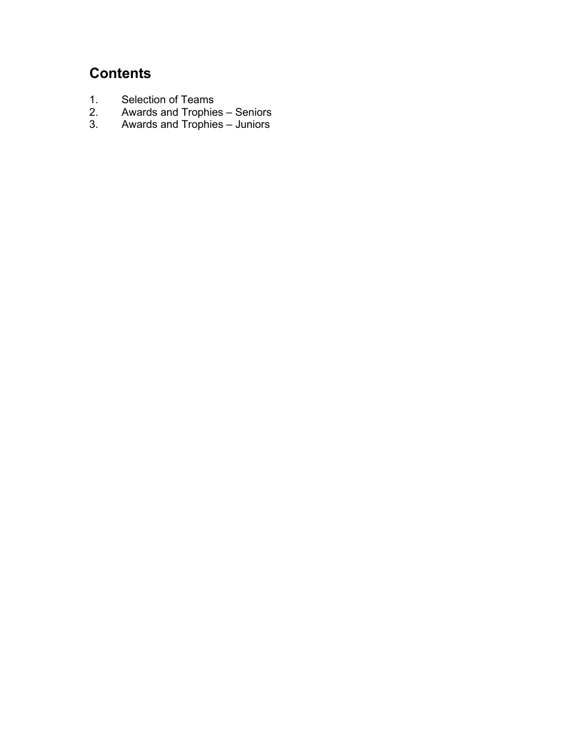## Contents

1. Selection of Teams
2. Awards and Trophies – Seniors
3. Awards and Trophies – Juniors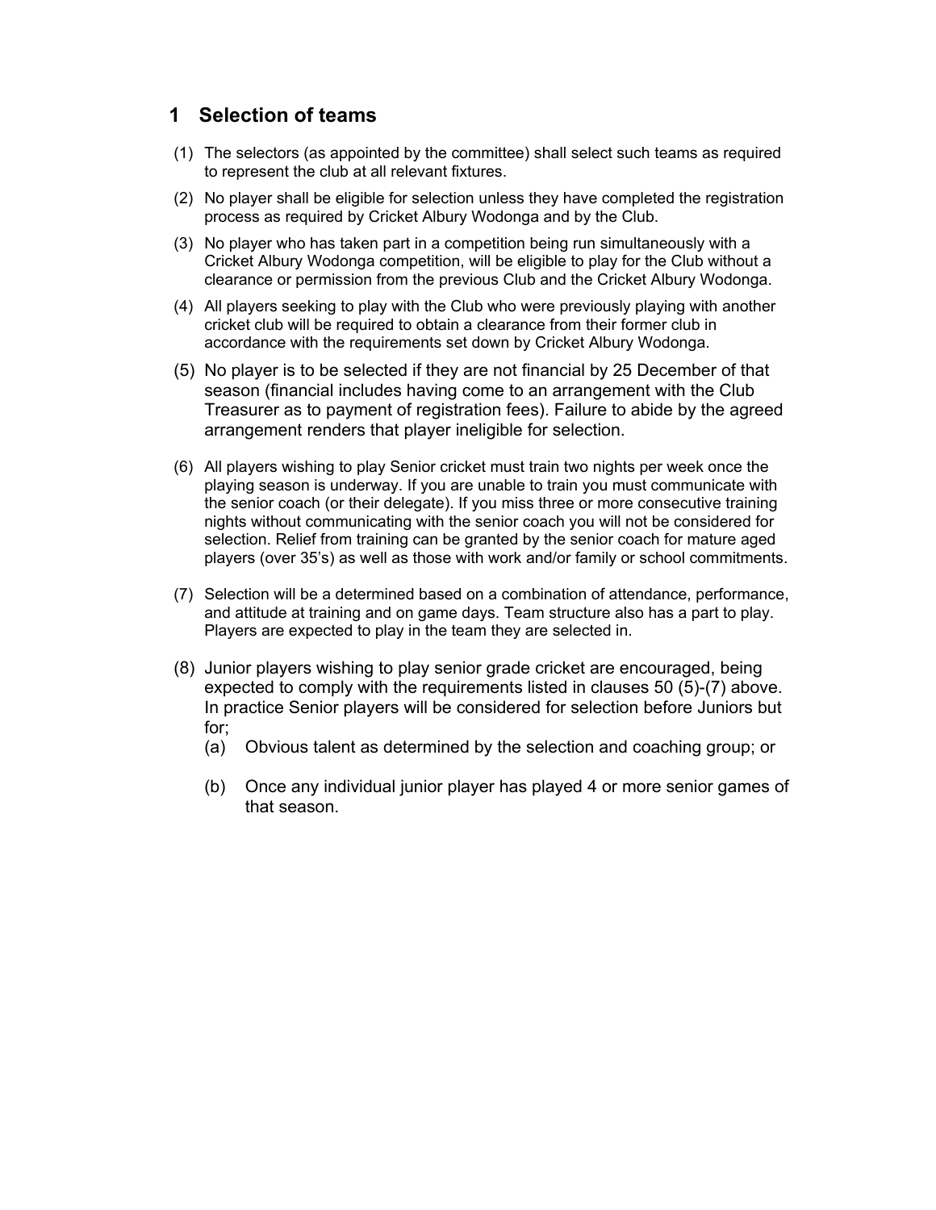## 1 Selection of teams

(1) The selectors (as appointed by the committee) shall select such teams as required to represent the club at all relevant fixtures.

(2) No player shall be eligible for selection unless they have completed the registration process as required by Cricket Albury Wodonga and by the Club.

(3) No player who has taken part in a competition being run simultaneously with a Cricket Albury Wodonga competition, will be eligible to play for the Club without a clearance or permission from the previous Club and the Cricket Albury Wodonga.

(4) All players seeking to play with the Club who were previously playing with another cricket club will be required to obtain a clearance from their former club in accordance with the requirements set down by Cricket Albury Wodonga.

(5) No player is to be selected if they are not financial by 25 December of that season (financial includes having come to an arrangement with the Club Treasurer as to payment of registration fees). Failure to abide by the agreed arrangement renders that player ineligible for selection.

(6) All players wishing to play Senior cricket must train two nights per week once the playing season is underway. If you are unable to train you must communicate with the senior coach (or their delegate). If you miss three or more consecutive training nights without communicating with the senior coach you will not be considered for selection. Relief from training can be granted by the senior coach for mature aged players (over 35's) as well as those with work and/or family or school commitments.

(7) Selection will be a determined based on a combination of attendance, performance, and attitude at training and on game days. Team structure also has a part to play. Players are expected to play in the team they are selected in.

(8) Junior players wishing to play senior grade cricket are encouraged, being expected to comply with the requirements listed in clauses 50 (5)-(7) above. In practice Senior players will be considered for selection before Juniors but for;
   (a) Obvious talent as determined by the selection and coaching group; or
   (b) Once any individual junior player has played 4 or more senior games of that season.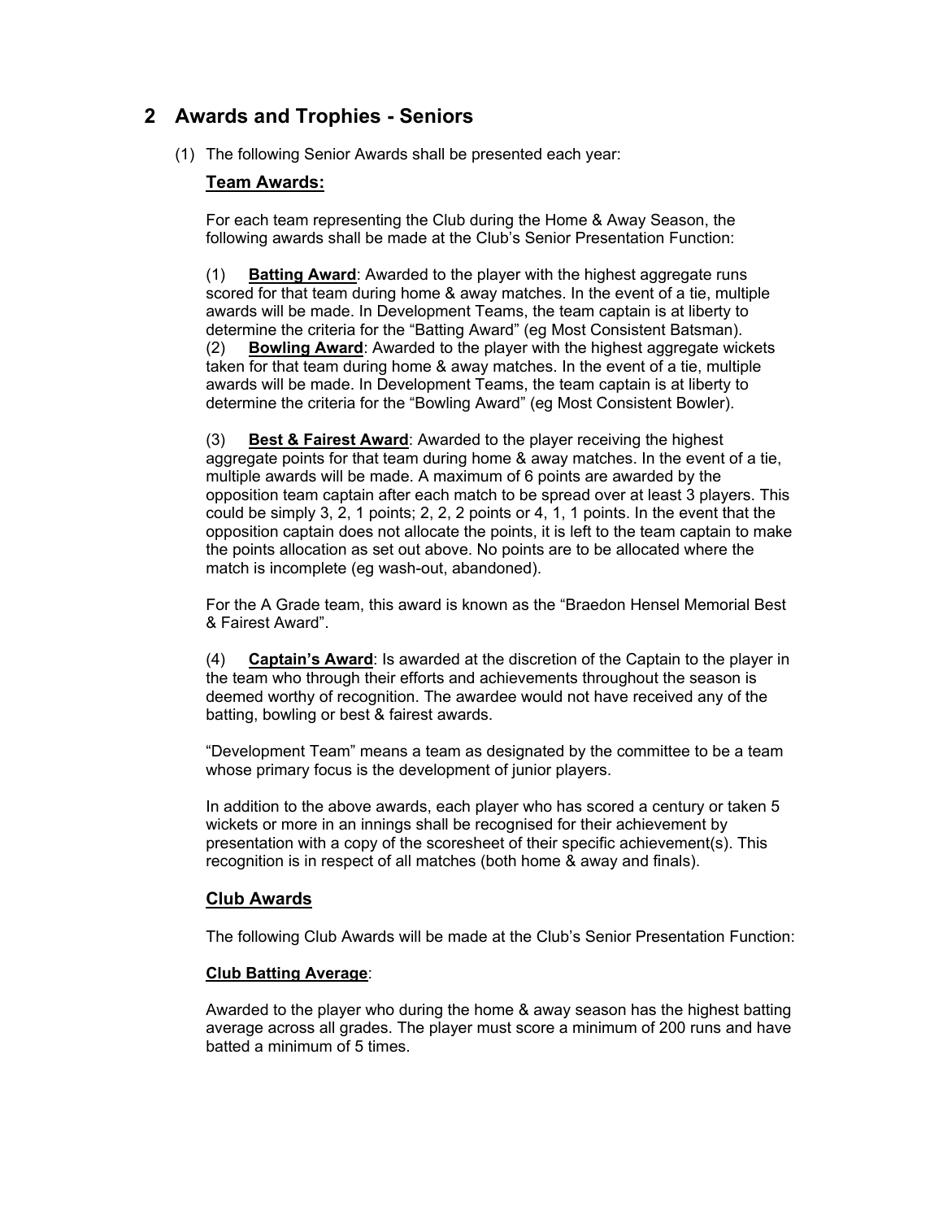## 2 Awards and Trophies - Seniors

(1) The following Senior Awards shall be presented each year:

### Team Awards:

For each team representing the Club during the Home & Away Season, the following awards shall be made at the Club's Senior Presentation Function:

(1) **Batting Award**: Awarded to the player with the highest aggregate runs scored for that team during home & away matches. In the event of a tie, multiple awards will be made. In Development Teams, the team captain is at liberty to determine the criteria for the "Batting Award" (eg Most Consistent Batsman).

(2) **Bowling Award**: Awarded to the player with the highest aggregate wickets taken for that team during home & away matches. In the event of a tie, multiple awards will be made. In Development Teams, the team captain is at liberty to determine the criteria for the "Bowling Award" (eg Most Consistent Bowler).

(3) **Best & Fairest Award**: Awarded to the player receiving the highest aggregate points for that team during home & away matches. In the event of a tie, multiple awards will be made. A maximum of 6 points are awarded by the opposition team captain after each match to be spread over at least 3 players. This could be simply 3, 2, 1 points; 2, 2, 2 points or 4, 1, 1 points. In the event that the opposition captain does not allocate the points, it is left to the team captain to make the points allocation as set out above. No points are to be allocated where the match is incomplete (eg wash-out, abandoned).

For the A Grade team, this award is known as the "Braedon Hensel Memorial Best & Fairest Award".

(4) **Captain's Award**: Is awarded at the discretion of the Captain to the player in the team who through their efforts and achievements throughout the season is deemed worthy of recognition. The awardee would not have received any of the batting, bowling or best & fairest awards.

"Development Team" means a team as designated by the committee to be a team whose primary focus is the development of junior players.

In addition to the above awards, each player who has scored a century or taken 5 wickets or more in an innings shall be recognised for their achievement by presentation with a copy of the scoresheet of their specific achievement(s). This recognition is in respect of all matches (both home & away and finals).

### Club Awards

The following Club Awards will be made at the Club's Senior Presentation Function:

**Club Batting Average**:

Awarded to the player who during the home & away season has the highest batting average across all grades. The player must score a minimum of 200 runs and have batted a minimum of 5 times.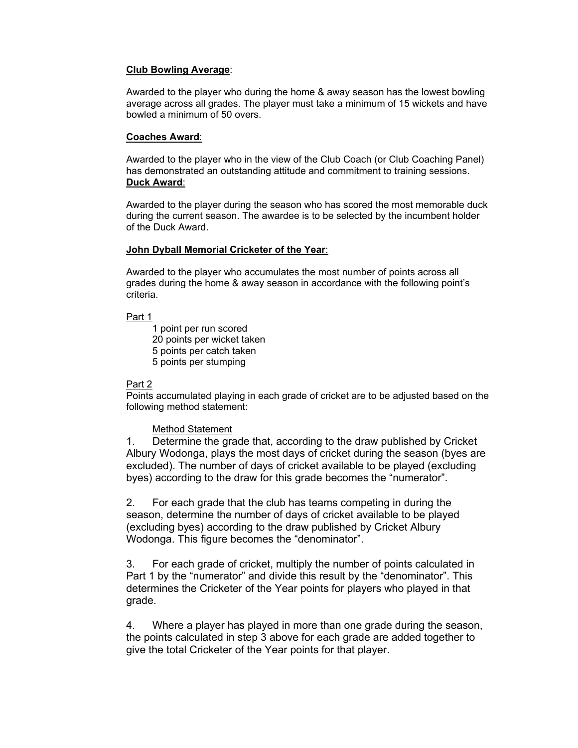**Club Bowling Average**:

Awarded to the player who during the home & away season has the lowest bowling average across all grades. The player must take a minimum of 15 wickets and have bowled a minimum of 50 overs.

**Coaches Award**:

Awarded to the player who in the view of the Club Coach (or Club Coaching Panel) has demonstrated an outstanding attitude and commitment to training sessions.

**Duck Award**:

Awarded to the player during the season who has scored the most memorable duck during the current season. The awardee is to be selected by the incumbent holder of the Duck Award.

**John Dyball Memorial Cricketer of the Year**:

Awarded to the player who accumulates the most number of points across all grades during the home & away season in accordance with the following point's criteria.

Part 1

- 1 point per run scored
- 20 points per wicket taken
- 5 points per catch taken
- 5 points per stumping

Part 2

Points accumulated playing in each grade of cricket are to be adjusted based on the following method statement:

Method Statement

1. Determine the grade that, according to the draw published by Cricket Albury Wodonga, plays the most days of cricket during the season (byes are excluded). The number of days of cricket available to be played (excluding byes) according to the draw for this grade becomes the "numerator".

2. For each grade that the club has teams competing in during the season, determine the number of days of cricket available to be played (excluding byes) according to the draw published by Cricket Albury Wodonga. This figure becomes the "denominator".

3. For each grade of cricket, multiply the number of points calculated in Part 1 by the "numerator" and divide this result by the "denominator". This determines the Cricketer of the Year points for players who played in that grade.

4. Where a player has played in more than one grade during the season, the points calculated in step 3 above for each grade are added together to give the total Cricketer of the Year points for that player.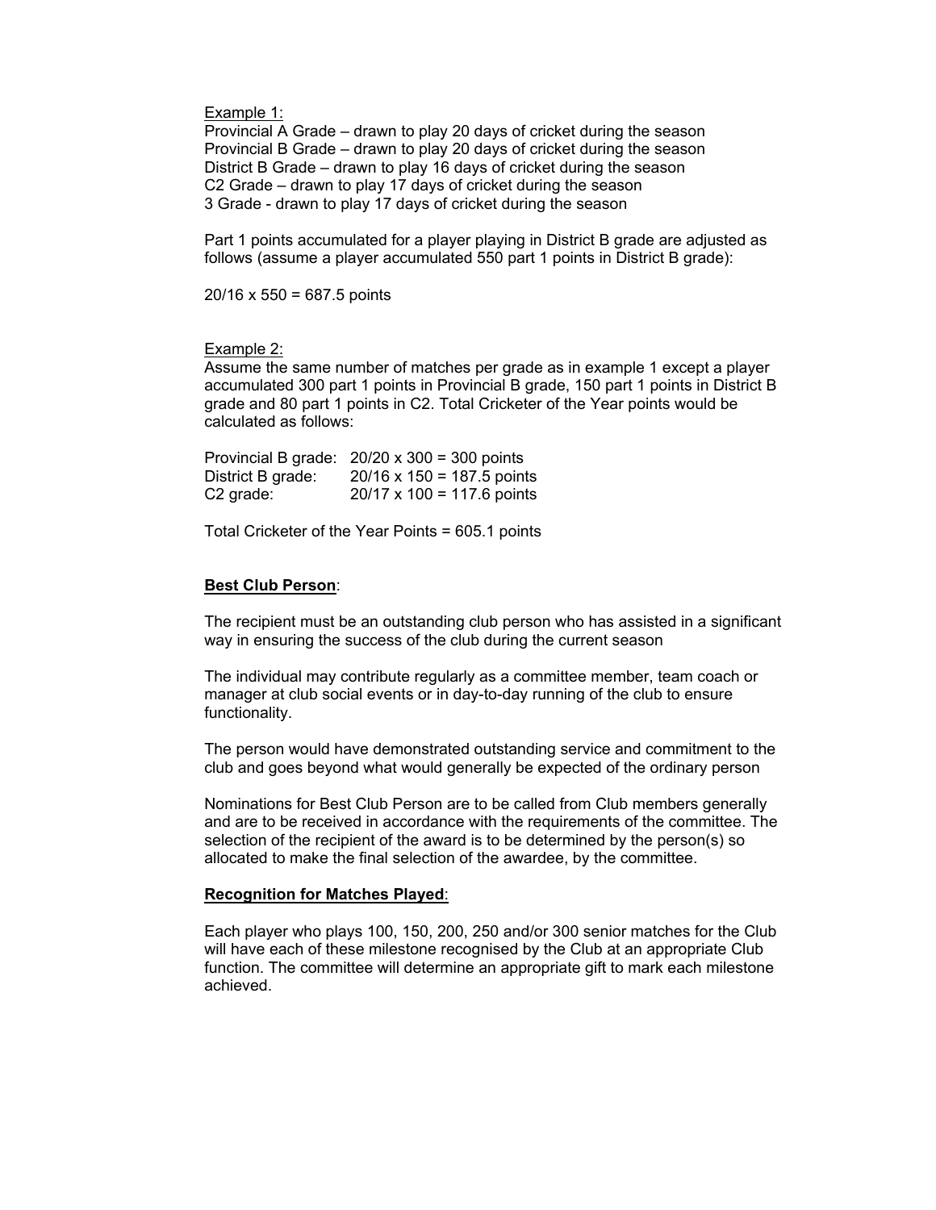Example 1:
Provincial A Grade – drawn to play 20 days of cricket during the season
Provincial B Grade – drawn to play 20 days of cricket during the season
District B Grade – drawn to play 16 days of cricket during the season
C2 Grade – drawn to play 17 days of cricket during the season
3 Grade - drawn to play 17 days of cricket during the season

Part 1 points accumulated for a player playing in District B grade are adjusted as follows (assume a player accumulated 550 part 1 points in District B grade):

20/16 x 550 = 687.5 points

Example 2:
Assume the same number of matches per grade as in example 1 except a player accumulated 300 part 1 points in Provincial B grade, 150 part 1 points in District B grade and 80 part 1 points in C2. Total Cricketer of the Year points would be calculated as follows:

| | |
|---|---|
| Provincial B grade: | 20/20 x 300 = 300 points |
| District B grade: | 20/16 x 150 = 187.5 points |
| C2 grade: | 20/17 x 100 = 117.6 points |

Total Cricketer of the Year Points = 605.1 points

**Best Club Person**:

The recipient must be an outstanding club person who has assisted in a significant way in ensuring the success of the club during the current season

The individual may contribute regularly as a committee member, team coach or manager at club social events or in day-to-day running of the club to ensure functionality.

The person would have demonstrated outstanding service and commitment to the club and goes beyond what would generally be expected of the ordinary person

Nominations for Best Club Person are to be called from Club members generally and are to be received in accordance with the requirements of the committee. The selection of the recipient of the award is to be determined by the person(s) so allocated to make the final selection of the awardee, by the committee.

**Recognition for Matches Played**:

Each player who plays 100, 150, 200, 250 and/or 300 senior matches for the Club will have each of these milestone recognised by the Club at an appropriate Club function. The committee will determine an appropriate gift to mark each milestone achieved.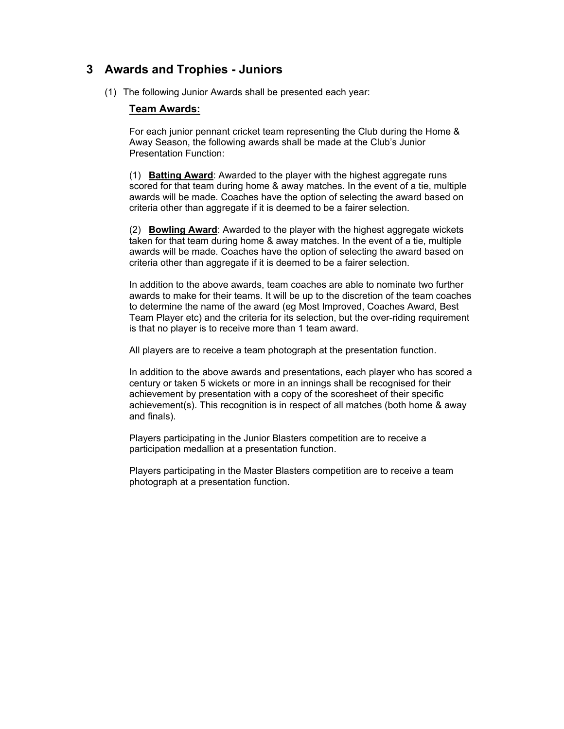## 3 Awards and Trophies - Juniors

(1) The following Junior Awards shall be presented each year:

**Team Awards:**

For each junior pennant cricket team representing the Club during the Home & Away Season, the following awards shall be made at the Club's Junior Presentation Function:

(1) **Batting Award**: Awarded to the player with the highest aggregate runs scored for that team during home & away matches. In the event of a tie, multiple awards will be made. Coaches have the option of selecting the award based on criteria other than aggregate if it is deemed to be a fairer selection.

(2) **Bowling Award**: Awarded to the player with the highest aggregate wickets taken for that team during home & away matches. In the event of a tie, multiple awards will be made. Coaches have the option of selecting the award based on criteria other than aggregate if it is deemed to be a fairer selection.

In addition to the above awards, team coaches are able to nominate two further awards to make for their teams. It will be up to the discretion of the team coaches to determine the name of the award (eg Most Improved, Coaches Award, Best Team Player etc) and the criteria for its selection, but the over-riding requirement is that no player is to receive more than 1 team award.

All players are to receive a team photograph at the presentation function.

In addition to the above awards and presentations, each player who has scored a century or taken 5 wickets or more in an innings shall be recognised for their achievement by presentation with a copy of the scoresheet of their specific achievement(s). This recognition is in respect of all matches (both home & away and finals).

Players participating in the Junior Blasters competition are to receive a participation medallion at a presentation function.

Players participating in the Master Blasters competition are to receive a team photograph at a presentation function.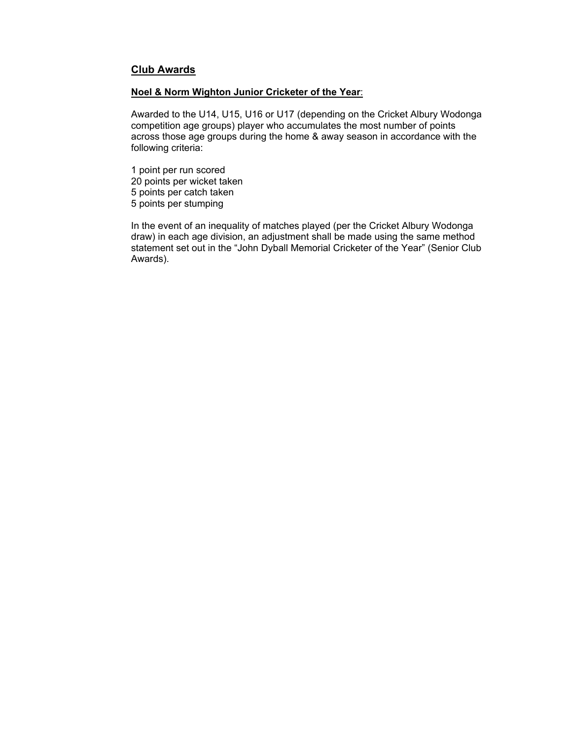## Club Awards

### Noel & Norm Wighton Junior Cricketer of the Year:

Awarded to the U14, U15, U16 or U17 (depending on the Cricket Albury Wodonga competition age groups) player who accumulates the most number of points across those age groups during the home & away season in accordance with the following criteria:

1 point per run scored
20 points per wicket taken
5 points per catch taken
5 points per stumping

In the event of an inequality of matches played (per the Cricket Albury Wodonga draw) in each age division, an adjustment shall be made using the same method statement set out in the "John Dyball Memorial Cricketer of the Year" (Senior Club Awards).